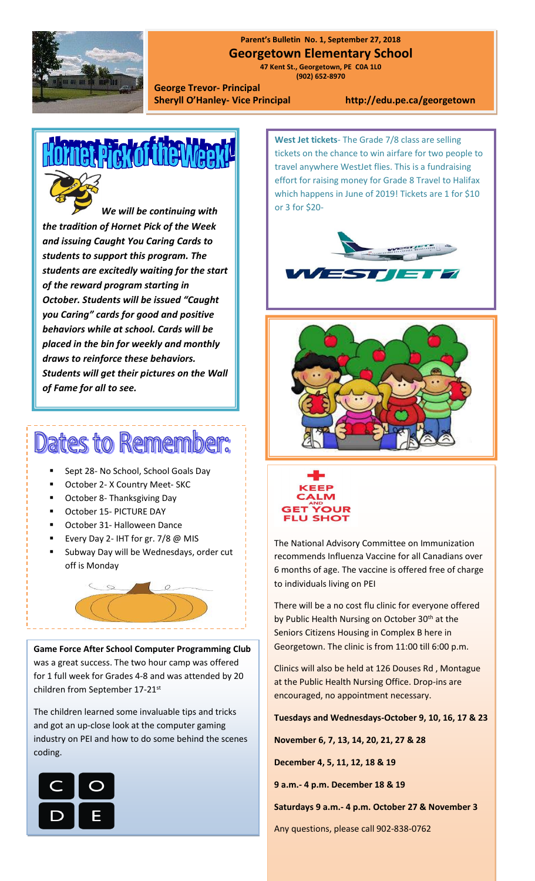**Parent's Bulletin No. 1, September 27, 2018**

# Georgetown Elementary School

47 Kent St., Georgetown, PE C0A 1L0

(902) 652-8970

**George Trevor- Principal**

**Sheryll O'Hanley- Vice Principal**

**http://edu.pe.ca/georgetown**

## Hornet Pick of the Week!

***We will be continuing with the tradition of Hornet Pick of the Week and issuing Caught You Caring Cards to students to support this program. The students are excitedly waiting for the start of the reward program starting in October. Students will be issued "Caught you Caring" cards for good and positive behaviors while at school. Cards will be placed in the bin for weekly and monthly draws to reinforce these behaviors. Students will get their pictures on the Wall of Fame for all to see.***

## Dates to Remember:

- Sept 28- No School, School Goals Day
- October 2- X Country Meet- SKC
- October 8- Thanksgiving Day
- October 15- PICTURE DAY
- October 31- Halloween Dance
- Every Day 2- IHT for gr. 7/8 @ MIS
- Subway Day will be Wednesdays, order cut off is Monday

**Game Force After School Computer Programming Club** was a great success. The two hour camp was offered for 1 full week for Grades 4-8 and was attended by 20 children from September 17-21st

The children learned some invaluable tips and tricks and got an up-close look at the computer gaming industry on PEI and how to do some behind the scenes coding.

**West Jet tickets**- The Grade 7/8 class are selling tickets on the chance to win airfare for two people to travel anywhere WestJet flies. This is a fundraising effort for raising money for Grade 8 Travel to Halifax which happens in June of 2019! Tickets are 1 for $10 or 3 for $20-

**KEEP CALM AND GET YOUR FLU SHOT**

The National Advisory Committee on Immunization recommends Influenza Vaccine for all Canadians over 6 months of age. The vaccine is offered free of charge to individuals living on PEI

There will be a no cost flu clinic for everyone offered by Public Health Nursing on October 30th at the Seniors Citizens Housing in Complex B here in Georgetown. The clinic is from 11:00 till 6:00 p.m.

Clinics will also be held at 126 Douses Rd , Montague at the Public Health Nursing Office. Drop-ins are encouraged, no appointment necessary.

**Tuesdays and Wednesdays-October 9, 10, 16, 17 & 23**

**November 6, 7, 13, 14, 20, 21, 27 & 28**

**December 4, 5, 11, 12, 18 & 19**

**9 a.m.- 4 p.m. December 18 & 19**

**Saturdays 9 a.m.- 4 p.m. October 27 & November 3**

Any questions, please call 902-838-0762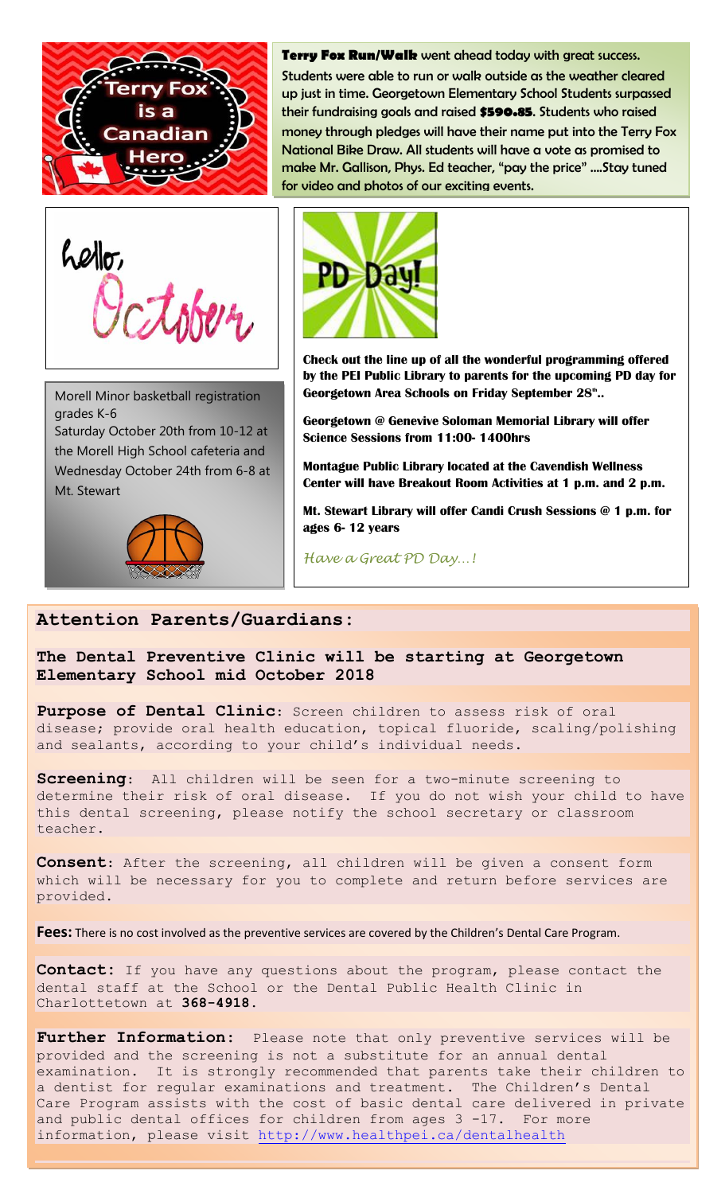Terry Fox is a Canadian Hero

**Terry Fox Run/Walk** went ahead today with great success. Students were able to run or walk outside as the weather cleared up just in time. Georgetown Elementary School Students surpassed their fundraising goals and raised **$590.85**. Students who raised money through pledges will have their name put into the Terry Fox National Bike Draw. All students will have a vote as promised to make Mr. Gallison, Phys. Ed teacher, "pay the price" ….Stay tuned for video and photos of our exciting events.

hello, October

Morell Minor basketball registration grades K-6
Saturday October 20th from 10-12 at the Morell High School cafeteria and Wednesday October 24th from 6-8 at Mt. Stewart

PD Day!

**Check out the line up of all the wonderful programming offered by the PEI Public Library to parents for the upcoming PD day for Georgetown Area Schools on Friday September 28th..**

**Georgetown @ Genevive Soloman Memorial Library will offer Science Sessions from 11:00- 1400hrs**

**Montague Public Library located at the Cavendish Wellness Center will have Breakout Room Activities at 1 p.m. and 2 p.m.**

**Mt. Stewart Library will offer Candi Crush Sessions @ 1 p.m. for ages 6- 12 years**

*Have a Great PD Day…!*

## Attention Parents/Guardians:

### The Dental Preventive Clinic will be starting at Georgetown Elementary School mid October 2018

**Purpose of Dental Clinic**: Screen children to assess risk of oral disease; provide oral health education, topical fluoride, scaling/polishing and sealants, according to your child's individual needs.

**Screening**: All children will be seen for a two-minute screening to determine their risk of oral disease. If you do not wish your child to have this dental screening, please notify the school secretary or classroom teacher.

**Consent**: After the screening, all children will be given a consent form which will be necessary for you to complete and return before services are provided.

**Fees:** There is no cost involved as the preventive services are covered by the Children's Dental Care Program.

**Contact:** If you have any questions about the program, please contact the dental staff at the School or the Dental Public Health Clinic in Charlottetown at **368-4918**.

**Further Information**: Please note that only preventive services will be provided and the screening is not a substitute for an annual dental examination. It is strongly recommended that parents take their children to a dentist for regular examinations and treatment. The Children's Dental Care Program assists with the cost of basic dental care delivered in private and public dental offices for children from ages 3 -17. For more information, please visit http://www.healthpei.ca/dentalhealth